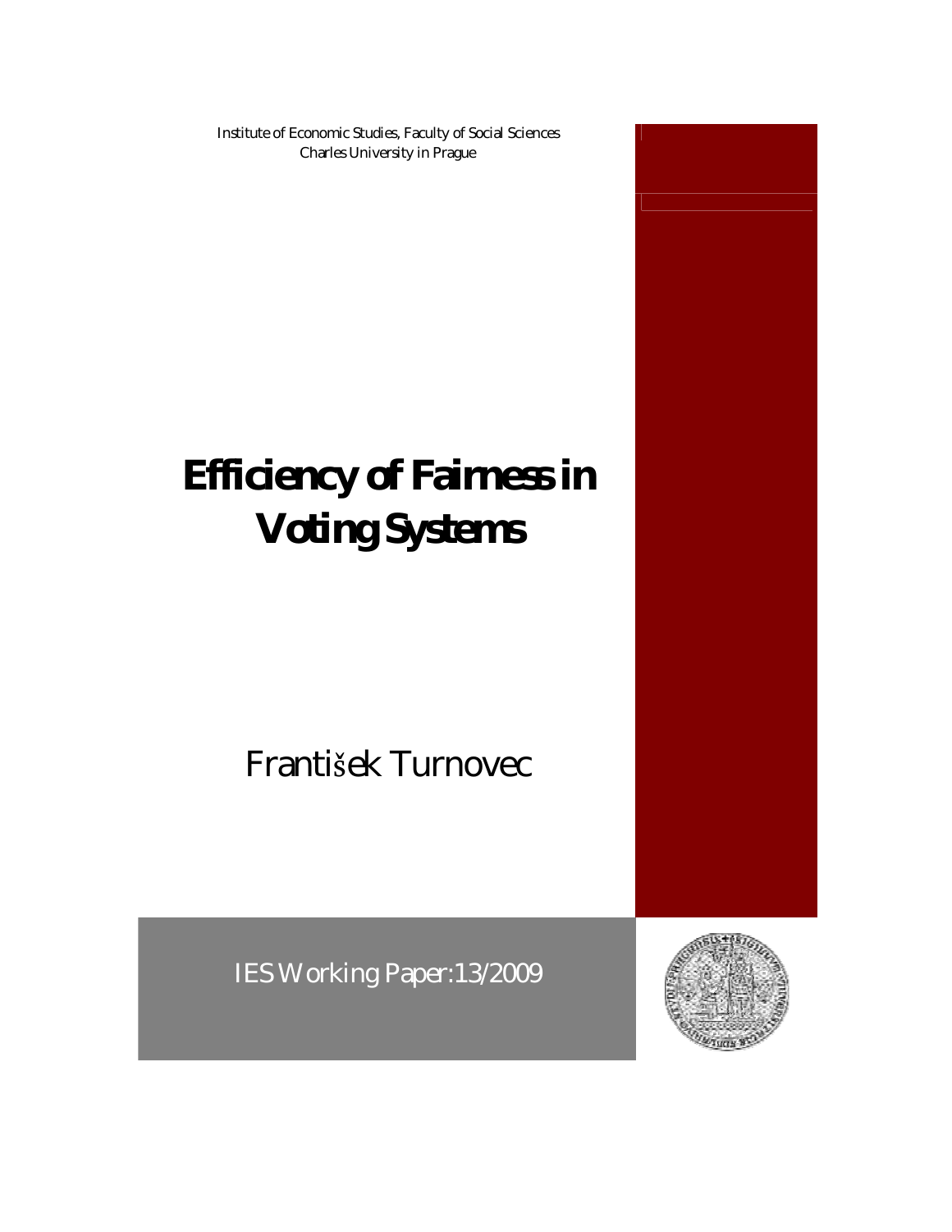Institute of Economic Studies, Faculty of Social Sciences
Charles University in Prague

# Efficiency of Fairness in Voting Systems

František Turnovec

IES Working Paper: 13/2009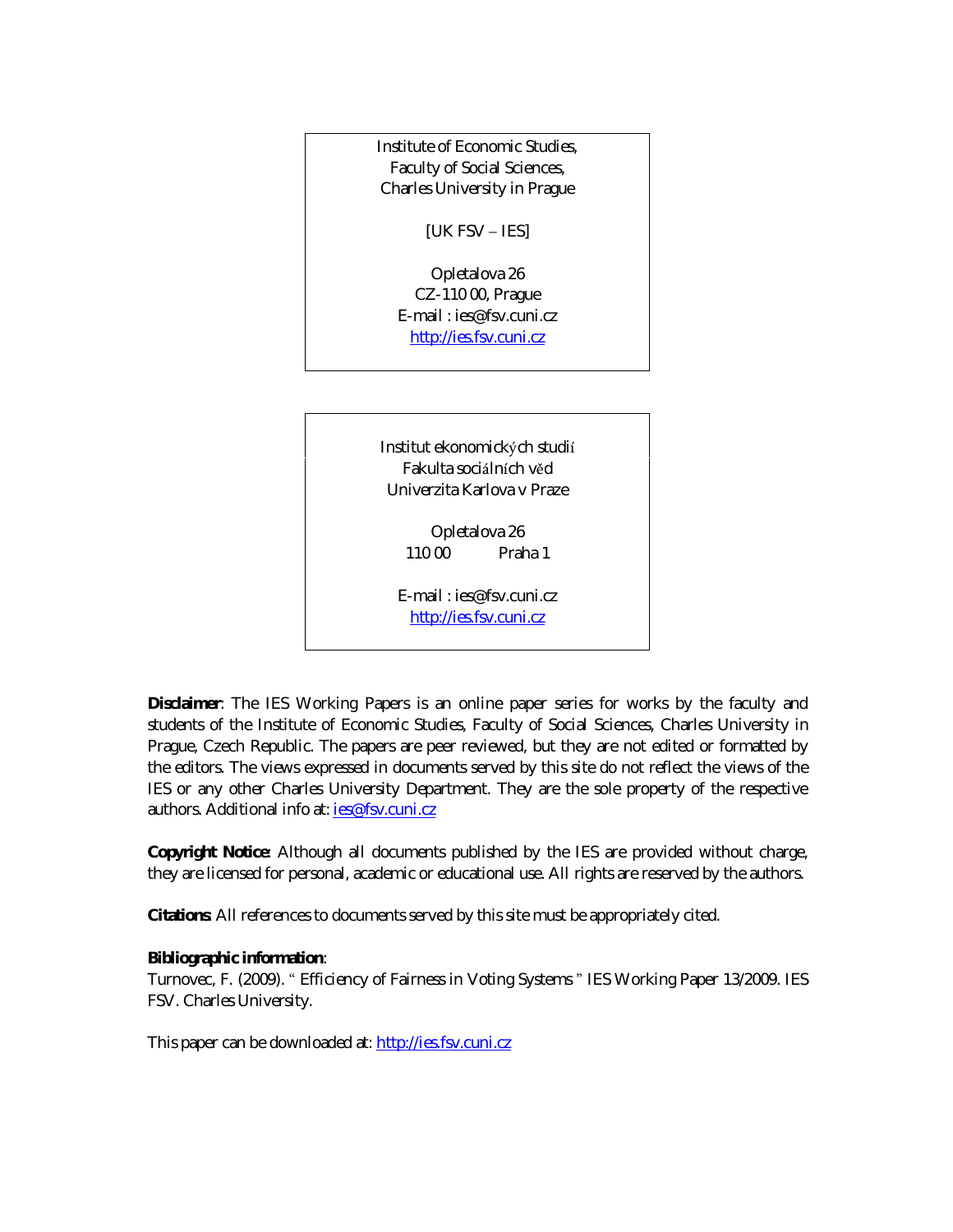Institute of Economic Studies,
Faculty of Social Sciences,
Charles University in Prague

[UK FSV – IES]

Opletalova 26
CZ-110 00, Prague
E-mail : ies@fsv.cuni.cz
http://ies.fsv.cuni.cz

Institut ekonomických studií
Fakulta sociálních věd
Univerzita Karlova v Praze

Opletalova 26
110 00 Praha 1

E-mail : ies@fsv.cuni.cz
http://ies.fsv.cuni.cz

**Disclaimer**: The IES Working Papers is an online paper series for works by the faculty and students of the Institute of Economic Studies, Faculty of Social Sciences, Charles University in Prague, Czech Republic. The papers are peer reviewed, but they are not edited or formatted by the editors. The views expressed in documents served by this site do not reflect the views of the IES or any other Charles University Department. They are the sole property of the respective authors. Additional info at: ies@fsv.cuni.cz

**Copyright Notice**: Although all documents published by the IES are provided without charge, they are licensed for personal, academic or educational use. All rights are reserved by the authors.

**Citations**: All references to documents served by this site must be appropriately cited.

**Bibliographic information**:
Turnovec, F. (2009). " Efficiency of Fairness in Voting Systems " IES Working Paper 13/2009. IES FSV. Charles University.

This paper can be downloaded at: http://ies.fsv.cuni.cz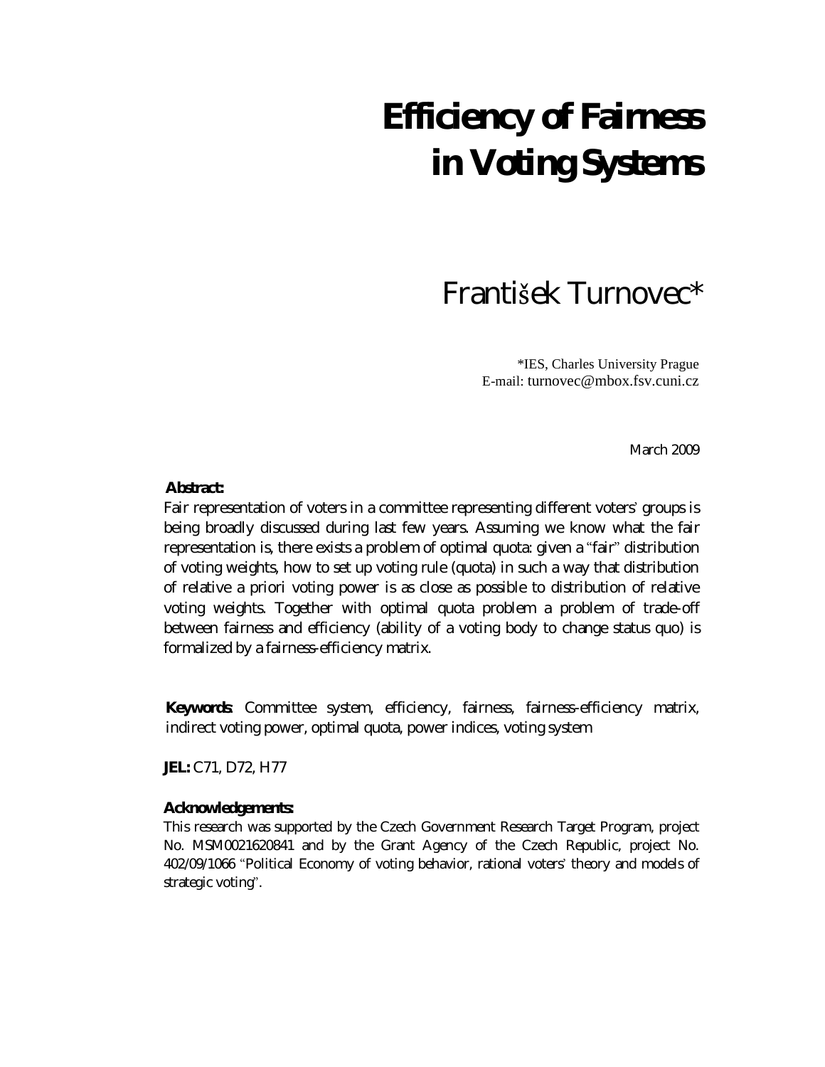# Efficiency of Fairness in Voting Systems

## František Turnovec*

*IES, Charles University Prague
E-mail: turnovec@mbox.fsv.cuni.cz

March 2009

**Abstract:**

Fair representation of voters in a committee representing different voters' groups is being broadly discussed during last few years. Assuming we know what the fair representation is, there exists a problem of optimal quota: given a "fair" distribution of voting weights, how to set up voting rule (quota) in such a way that distribution of relative a priori voting power is as close as possible to distribution of relative voting weights. Together with optimal quota problem a problem of trade-off between fairness and efficiency (ability of a voting body to change status quo) is formalized by a fairness-efficiency matrix.

**Keywords**: Committee system, efficiency, fairness, fairness-efficiency matrix, indirect voting power, optimal quota, power indices, voting system

**JEL:** C71, D72, H77

**Acknowledgements:**

This research was supported by the Czech Government Research Target Program, project No. MSM0021620841 and by the Grant Agency of the Czech Republic, project No. 402/09/1066 "Political Economy of voting behavior, rational voters' theory and models of strategic voting".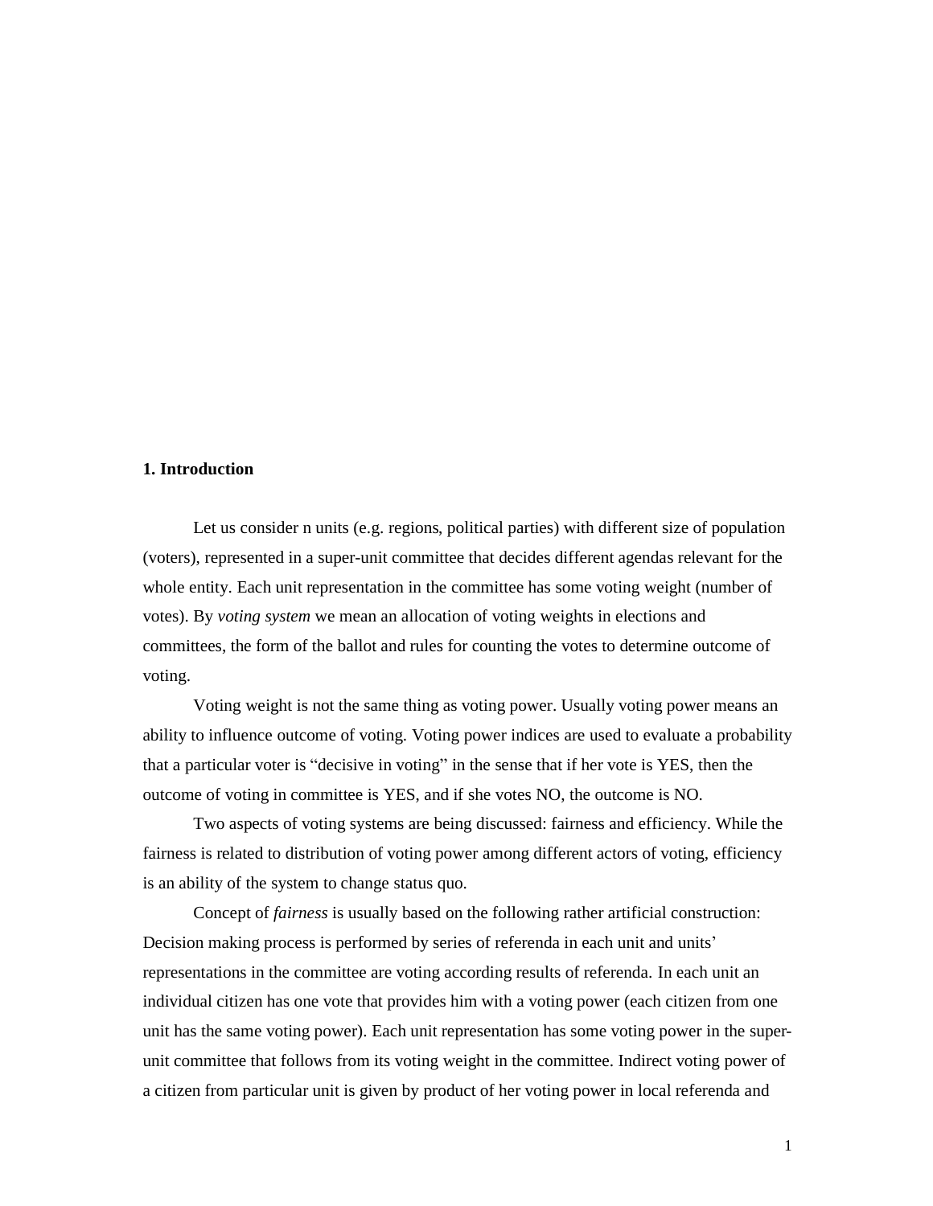## 1. Introduction

Let us consider n units (e.g. regions, political parties) with different size of population (voters), represented in a super-unit committee that decides different agendas relevant for the whole entity. Each unit representation in the committee has some voting weight (number of votes). By *voting system* we mean an allocation of voting weights in elections and committees, the form of the ballot and rules for counting the votes to determine outcome of voting.

Voting weight is not the same thing as voting power. Usually voting power means an ability to influence outcome of voting. Voting power indices are used to evaluate a probability that a particular voter is "decisive in voting" in the sense that if her vote is YES, then the outcome of voting in committee is YES, and if she votes NO, the outcome is NO.

Two aspects of voting systems are being discussed: fairness and efficiency. While the fairness is related to distribution of voting power among different actors of voting, efficiency is an ability of the system to change status quo.

Concept of *fairness* is usually based on the following rather artificial construction: Decision making process is performed by series of referenda in each unit and units' representations in the committee are voting according results of referenda. In each unit an individual citizen has one vote that provides him with a voting power (each citizen from one unit has the same voting power). Each unit representation has some voting power in the super-unit committee that follows from its voting weight in the committee. Indirect voting power of a citizen from particular unit is given by product of her voting power in local referenda and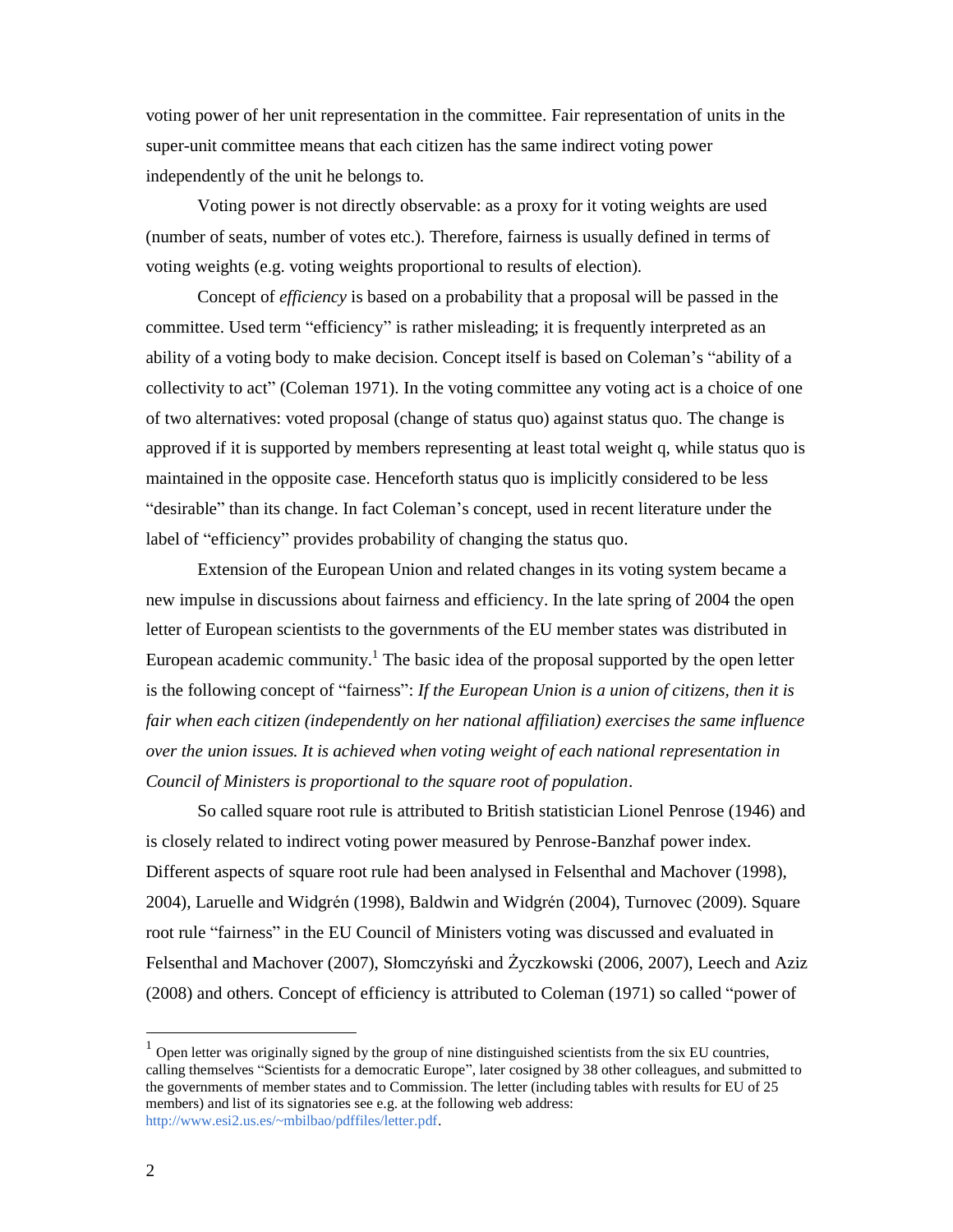voting power of her unit representation in the committee. Fair representation of units in the super-unit committee means that each citizen has the same indirect voting power independently of the unit he belongs to.

Voting power is not directly observable: as a proxy for it voting weights are used (number of seats, number of votes etc.). Therefore, fairness is usually defined in terms of voting weights (e.g. voting weights proportional to results of election).

Concept of *efficiency* is based on a probability that a proposal will be passed in the committee. Used term "efficiency" is rather misleading; it is frequently interpreted as an ability of a voting body to make decision. Concept itself is based on Coleman's "ability of a collectivity to act" (Coleman 1971). In the voting committee any voting act is a choice of one of two alternatives: voted proposal (change of status quo) against status quo. The change is approved if it is supported by members representing at least total weight q, while status quo is maintained in the opposite case. Henceforth status quo is implicitly considered to be less "desirable" than its change. In fact Coleman's concept, used in recent literature under the label of "efficiency" provides probability of changing the status quo.

Extension of the European Union and related changes in its voting system became a new impulse in discussions about fairness and efficiency. In the late spring of 2004 the open letter of European scientists to the governments of the EU member states was distributed in European academic community.[1] The basic idea of the proposal supported by the open letter is the following concept of "fairness": *If the European Union is a union of citizens, then it is fair when each citizen (independently on her national affiliation) exercises the same influence over the union issues. It is achieved when voting weight of each national representation in Council of Ministers is proportional to the square root of population*.

So called square root rule is attributed to British statistician Lionel Penrose (1946) and is closely related to indirect voting power measured by Penrose-Banzhaf power index. Different aspects of square root rule had been analysed in Felsenthal and Machover (1998), 2004), Laruelle and Widgrén (1998), Baldwin and Widgrén (2004), Turnovec (2009). Square root rule "fairness" in the EU Council of Ministers voting was discussed and evaluated in Felsenthal and Machover (2007), Słomczyński and Życzkowski (2006, 2007), Leech and Aziz (2008) and others. Concept of efficiency is attributed to Coleman (1971) so called "power of

---

[1] Open letter was originally signed by the group of nine distinguished scientists from the six EU countries, calling themselves "Scientists for a democratic Europe", later cosigned by 38 other colleagues, and submitted to the governments of member states and to Commission. The letter (including tables with results for EU of 25 members) and list of its signatories see e.g. at the following web address: http://www.esi2.us.es/~mbilbao/pdffiles/letter.pdf.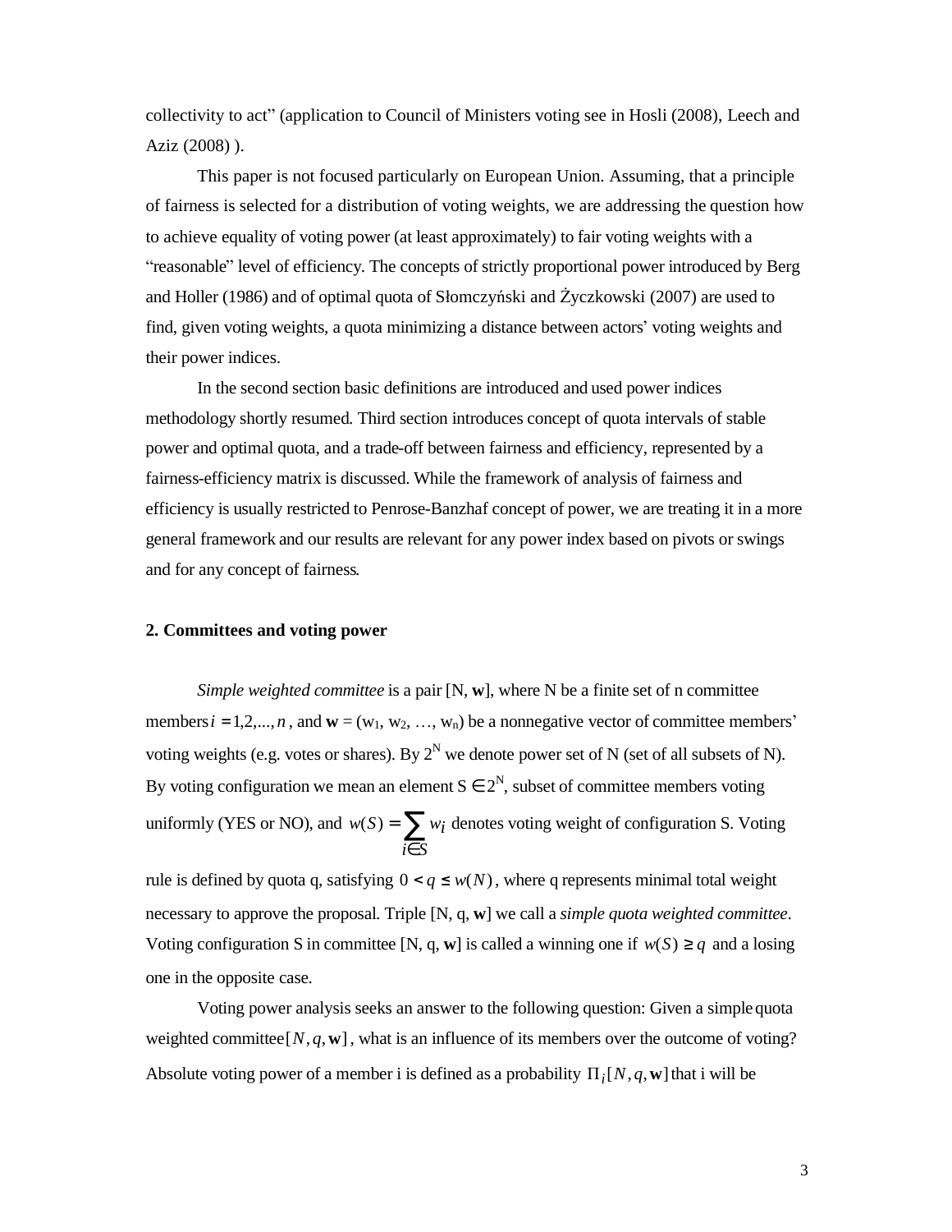collectivity to act" (application to Council of Ministers voting see in Hosli (2008), Leech and Aziz (2008) ).

This paper is not focused particularly on European Union. Assuming, that a principle of fairness is selected for a distribution of voting weights, we are addressing the question how to achieve equality of voting power (at least approximately) to fair voting weights with a "reasonable" level of efficiency. The concepts of strictly proportional power introduced by Berg and Holler (1986) and of optimal quota of Słomczyński and Życzkowski (2007) are used to find, given voting weights, a quota minimizing a distance between actors' voting weights and their power indices.

In the second section basic definitions are introduced and used power indices methodology shortly resumed. Third section introduces concept of quota intervals of stable power and optimal quota, and a trade-off between fairness and efficiency, represented by a fairness-efficiency matrix is discussed. While the framework of analysis of fairness and efficiency is usually restricted to Penrose-Banzhaf concept of power, we are treating it in a more general framework and our results are relevant for any power index based on pivots or swings and for any concept of fairness.

## 2. Committees and voting power

*Simple weighted committee* is a pair [N, **w**], where N be a finite set of n committee members $i = 1,2,...,n$, and $\mathbf{w} = (w_1, w_2, \ldots, w_n)$ be a nonnegative vector of committee members' voting weights (e.g. votes or shares). By $2^N$ we denote power set of N (set of all subsets of N). By voting configuration we mean an element $S \in 2^N$, subset of committee members voting uniformly (YES or NO), and $w(S) = \sum_{i \in S} w_i$ denotes voting weight of configuration S. Voting rule is defined by quota q, satisfying $0 < q \le w(N)$, where q represents minimal total weight necessary to approve the proposal. Triple [N, q, **w**] we call a *simple quota weighted committee*. Voting configuration S in committee [N, q, **w**] is called a winning one if $w(S) \ge q$ and a losing one in the opposite case.

Voting power analysis seeks an answer to the following question: Given a simple quota weighted committee $[N, q, \mathbf{w}]$, what is an influence of its members over the outcome of voting? Absolute voting power of a member i is defined as a probability $\Pi_i[N, q, \mathbf{w}]$ that i will be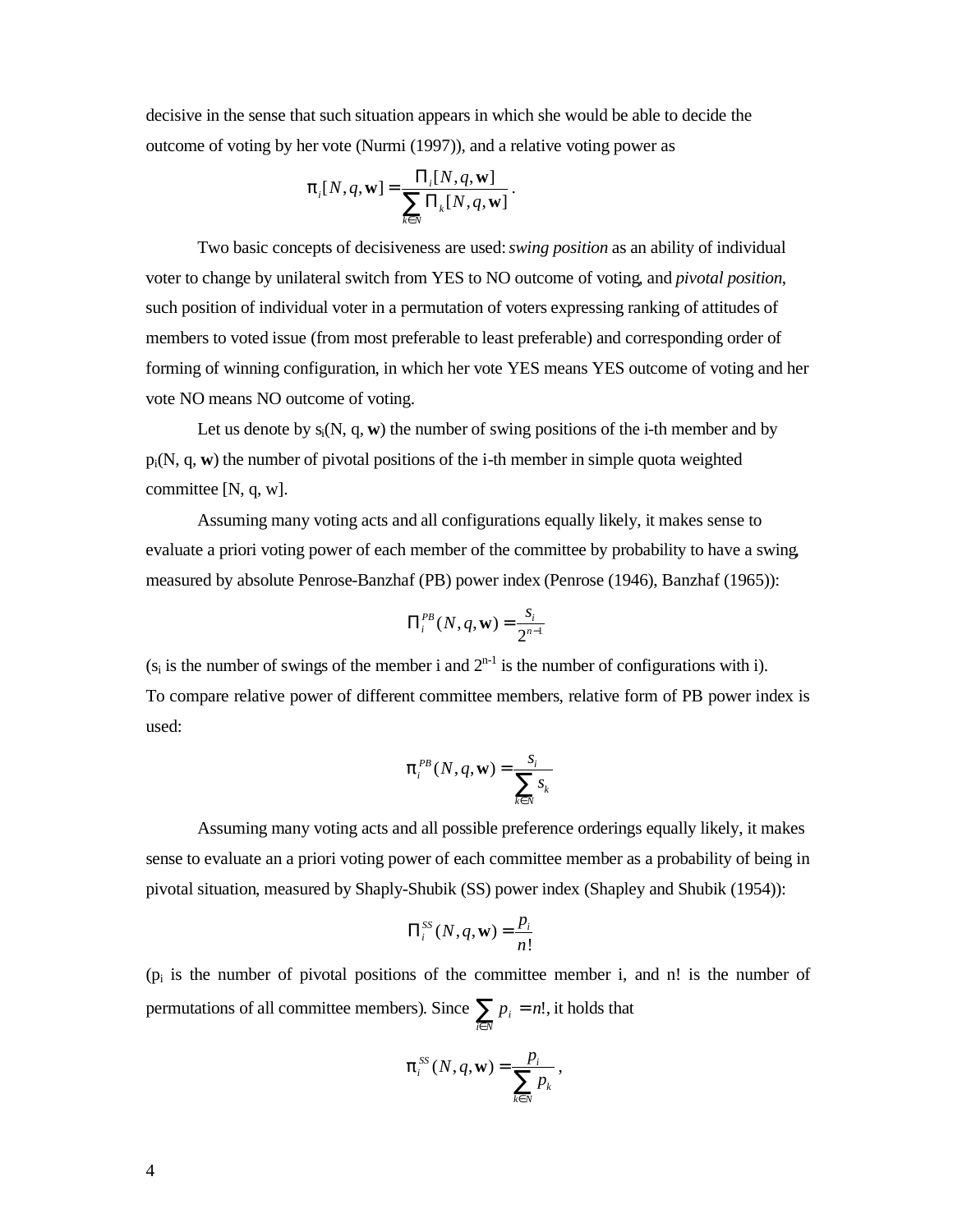decisive in the sense that such situation appears in which she would be able to decide the outcome of voting by her vote (Nurmi (1997)), and a relative voting power as

$$\pi_i[N, q, \mathbf{w}] = \frac{\Pi_i[N, q, \mathbf{w}]}{\sum_{k \in N} \Pi_k[N, q, \mathbf{w}]}.$$

Two basic concepts of decisiveness are used: *swing position* as an ability of individual voter to change by unilateral switch from YES to NO outcome of voting, and *pivotal position*, such position of individual voter in a permutation of voters expressing ranking of attitudes of members to voted issue (from most preferable to least preferable) and corresponding order of forming of winning configuration, in which her vote YES means YES outcome of voting and her vote NO means NO outcome of voting.

Let us denote by $s_i(N, q, \mathbf{w})$ the number of swing positions of the i-th member and by $p_i(N, q, \mathbf{w})$ the number of pivotal positions of the i-th member in simple quota weighted committee [N, q, w].

Assuming many voting acts and all configurations equally likely, it makes sense to evaluate a priori voting power of each member of the committee by probability to have a swing, measured by absolute Penrose-Banzhaf (PB) power index (Penrose (1946), Banzhaf (1965)):

$$\Pi_i^{PB}(N, q, \mathbf{w}) = \frac{s_i}{2^{n-1}}$$

($s_i$ is the number of swings of the member i and $2^{n-1}$ is the number of configurations with i). To compare relative power of different committee members, relative form of PB power index is used:

$$\pi_i^{PB}(N, q, \mathbf{w}) = \frac{s_i}{\sum_{k \in N} s_k}$$

Assuming many voting acts and all possible preference orderings equally likely, it makes sense to evaluate an a priori voting power of each committee member as a probability of being in pivotal situation, measured by Shaply-Shubik (SS) power index (Shapley and Shubik (1954)):

$$\Pi_i^{SS}(N, q, \mathbf{w}) = \frac{p_i}{n!}$$

($p_i$ is the number of pivotal positions of the committee member i, and n! is the number of permutations of all committee members). Since $\sum_{i \in N} p_i = n!$, it holds that

$$\pi_i^{SS}(N, q, \mathbf{w}) = \frac{p_i}{\sum_{k \in N} p_k},$$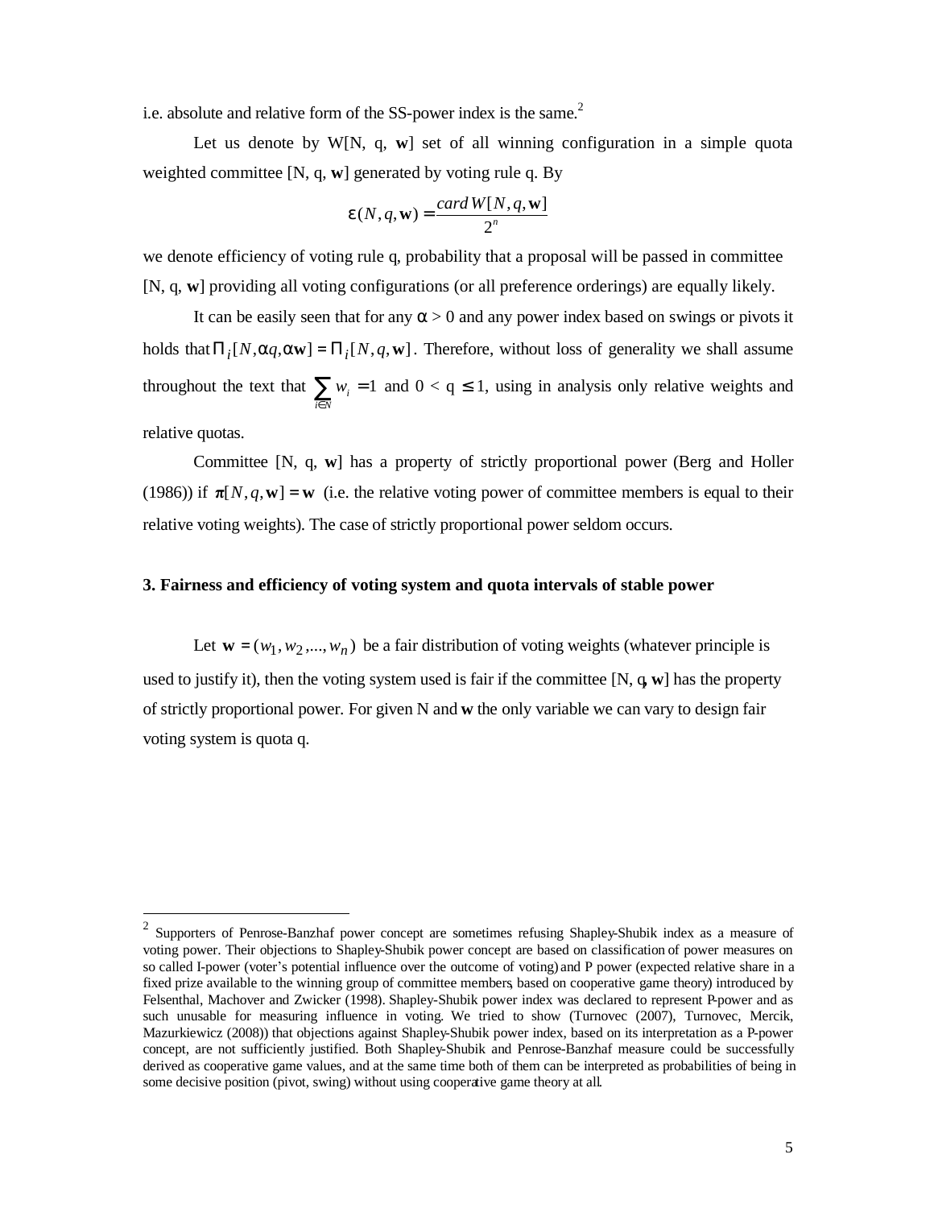i.e. absolute and relative form of the SS-power index is the same.[2]

Let us denote by W[N, q, **w**] set of all winning configuration in a simple quota weighted committee [N, q, **w**] generated by voting rule q. By

$$\varepsilon(N, q, \mathbf{w}) = \frac{card\, W[N, q, \mathbf{w}]}{2^n}$$

we denote efficiency of voting rule q, probability that a proposal will be passed in committee [N, q, **w**] providing all voting configurations (or all preference orderings) are equally likely.

It can be easily seen that for any $\alpha > 0$ and any power index based on swings or pivots it holds that $\Pi_i[N, \alpha q, \alpha \mathbf{w}] = \Pi_i[N, q, \mathbf{w}]$. Therefore, without loss of generality we shall assume throughout the text that $\sum_{i \in N} w_i = 1$ and $0 < q \leq 1$, using in analysis only relative weights and relative quotas.

Committee [N, q, **w**] has a property of strictly proportional power (Berg and Holler (1986)) if $\boldsymbol{\pi}[N, q, \mathbf{w}] = \mathbf{w}$ (i.e. the relative voting power of committee members is equal to their relative voting weights). The case of strictly proportional power seldom occurs.

## 3. Fairness and efficiency of voting system and quota intervals of stable power

Let $\mathbf{w} = (w_1, w_2, ..., w_n)$ be a fair distribution of voting weights (whatever principle is used to justify it), then the voting system used is fair if the committee [N, q, **w**] has the property of strictly proportional power. For given N and **w** the only variable we can vary to design fair voting system is quota q.

---

[2] Supporters of Penrose-Banzhaf power concept are sometimes refusing Shapley-Shubik index as a measure of voting power. Their objections to Shapley-Shubik power concept are based on classification of power measures on so called I-power (voter's potential influence over the outcome of voting) and P power (expected relative share in a fixed prize available to the winning group of committee members, based on cooperative game theory) introduced by Felsenthal, Machover and Zwicker (1998). Shapley-Shubik power index was declared to represent P-power and as such unusable for measuring influence in voting. We tried to show (Turnovec (2007), Turnovec, Mercik, Mazurkiewicz (2008)) that objections against Shapley-Shubik power index, based on its interpretation as a P-power concept, are not sufficiently justified. Both Shapley-Shubik and Penrose-Banzhaf measure could be successfully derived as cooperative game values, and at the same time both of them can be interpreted as probabilities of being in some decisive position (pivot, swing) without using cooperative game theory at all.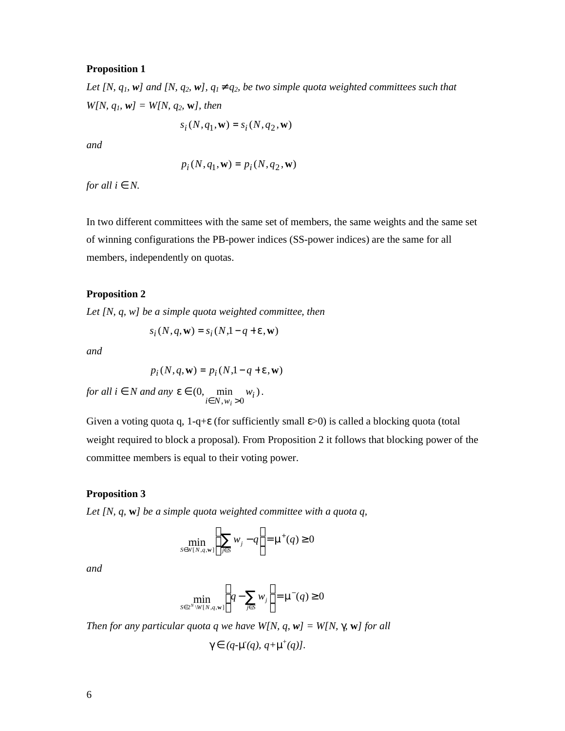**Proposition 1**

*Let [N, $q_1$, **w**] and [N, $q_2$, **w**], $q_1 \neq q_2$, be two simple quota weighted committees such that W[N, $q_1$, **w**] = W[N, $q_2$, **w**], then*

$$s_i(N, q_1, \mathbf{w}) = s_i(N, q_2, \mathbf{w})$$

*and*

$$p_i(N, q_1, \mathbf{w}) = p_i(N, q_2, \mathbf{w})$$

*for all $i \in N$.*

In two different committees with the same set of members, the same weights and the same set of winning configurations the PB-power indices (SS-power indices) are the same for all members, independently on quotas.

**Proposition 2**

*Let [N, q, w] be a simple quota weighted committee, then*

$$s_i(N, q, \mathbf{w}) = s_i(N, 1-q+\varepsilon, \mathbf{w})$$

*and*

$$p_i(N, q, \mathbf{w}) = p_i(N, 1-q+\varepsilon, \mathbf{w})$$

*for all $i \in N$ and any $\varepsilon \in (0, \min_{i \in N, w_i > 0} w_i)$.*

Given a voting quota q, 1-q+$\varepsilon$ (for sufficiently small $\varepsilon$>0) is called a blocking quota (total weight required to block a proposal). From Proposition 2 it follows that blocking power of the committee members is equal to their voting power.

**Proposition 3**

*Let [N, q, **w**] be a simple quota weighted committee with a quota q,*

$$\min_{S \in W[N,q,\mathbf{w}]} \left( \sum_{j \in S} w_j - q \right) = \mu^{+}(q) \geq 0$$

*and*

$$\min_{S \in 2^N \setminus W[N,q,\mathbf{w}]} \left( q - \sum_{j \in S} w_j \right) = \mu^{-}(q) \geq 0$$

*Then for any particular quota q we have W[N, q, **w**] = W[N, $\gamma$, **w**] for all*

$$\gamma \in (q-\mu^{-}(q),\, q+\mu^{+}(q)].$$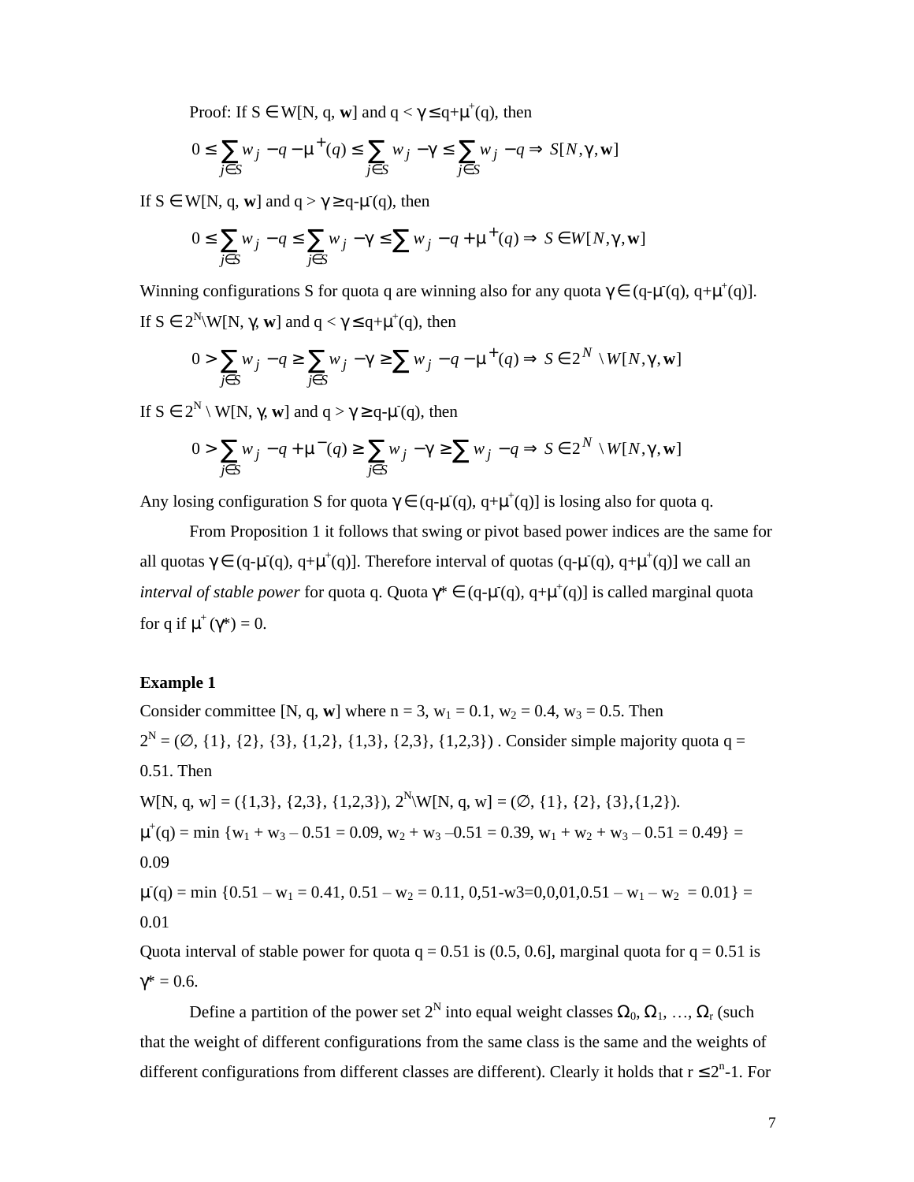Proof: If $S \in W[N, q, \mathbf{w}]$ and $q < \gamma \leq q+\mu^+(q)$, then

$$0 \leq \sum_{j \in S} w_j - q - \mu^+(q) \leq \sum_{j \in S} w_j - \gamma \leq \sum_{j \in S} w_j - q \Rightarrow S[N, \gamma, \mathbf{w}]$$

If $S \in W[N, q, \mathbf{w}]$ and $q > \gamma \geq q-\mu^-(q)$, then

$$0 \leq \sum_{j \in S} w_j - q \leq \sum_{j \in S} w_j - \gamma \leq \sum w_j - q + \mu^+(q) \Rightarrow S \in W[N, \gamma, \mathbf{w}]$$

Winning configurations S for quota q are winning also for any quota $\gamma \in (q-\mu^-(q), q+\mu^+(q)]$.
If $S \in 2^N \backslash W[N, \gamma, \mathbf{w}]$ and $q < \gamma \leq q+\mu^+(q)$, then

$$0 > \sum_{j \in S} w_j - q \geq \sum_{j \in S} w_j - \gamma \geq \sum w_j - q - \mu^+(q) \Rightarrow S \in 2^N \setminus W[N, \gamma, \mathbf{w}]$$

If $S \in 2^N \setminus W[N, \gamma, \mathbf{w}]$ and $q > \gamma \geq q-\mu^-(q)$, then

$$0 > \sum_{j \in S} w_j - q + \mu^-(q) \geq \sum_{j \in S} w_j - \gamma \geq \sum w_j - q \Rightarrow S \in 2^N \setminus W[N, \gamma, \mathbf{w}]$$

Any losing configuration S for quota $\gamma \in (q-\mu^-(q), q+\mu^+(q)]$ is losing also for quota q.

From Proposition 1 it follows that swing or pivot based power indices are the same for all quotas $\gamma \in (q-\mu^-(q), q+\mu^+(q)]$. Therefore interval of quotas $(q-\mu^-(q), q+\mu^+(q)]$ we call an *interval of stable power* for quota q. Quota $\gamma^* \in (q-\mu^-(q), q+\mu^+(q)]$ is called marginal quota for q if $\mu^+(\gamma^*) = 0$.

**Example 1**

Consider committee $[N, q, \mathbf{w}]$ where $n = 3$, $w_1 = 0.1$, $w_2 = 0.4$, $w_3 = 0.5$. Then $2^N = (\emptyset, \{1\}, \{2\}, \{3\}, \{1,2\}, \{1,3\}, \{2,3\}, \{1,2,3\})$ . Consider simple majority quota q = 0.51. Then

$W[N, q, w] = (\{1,3\}, \{2,3\}, \{1,2,3\})$, $2^N \backslash W[N, q, w] = (\emptyset, \{1\}, \{2\}, \{3\},\{1,2\})$.

$\mu^+(q) = \min \{w_1 + w_3 – 0.51 = 0.09, w_2 + w_3 –0.51 = 0.39, w_1 + w_2 + w_3 – 0.51 = 0.49\} = 0.09$

$\mu^-(q) = \min \{0.51 – w_1 = 0.41, 0.51 – w_2 = 0.11, 0{,}51\text{-}w3=0{,}0{,}01{,}0.51 – w_1 – w_2 = 0.01\} = 0.01$

Quota interval of stable power for quota q = 0.51 is (0.5, 0.6], marginal quota for q = 0.51 is $\gamma^* = 0.6$.

Define a partition of the power set $2^N$ into equal weight classes $\Omega_0, \Omega_1, \ldots, \Omega_r$ (such that the weight of different configurations from the same class is the same and the weights of different configurations from different classes are different). Clearly it holds that $r \leq 2^n-1$. For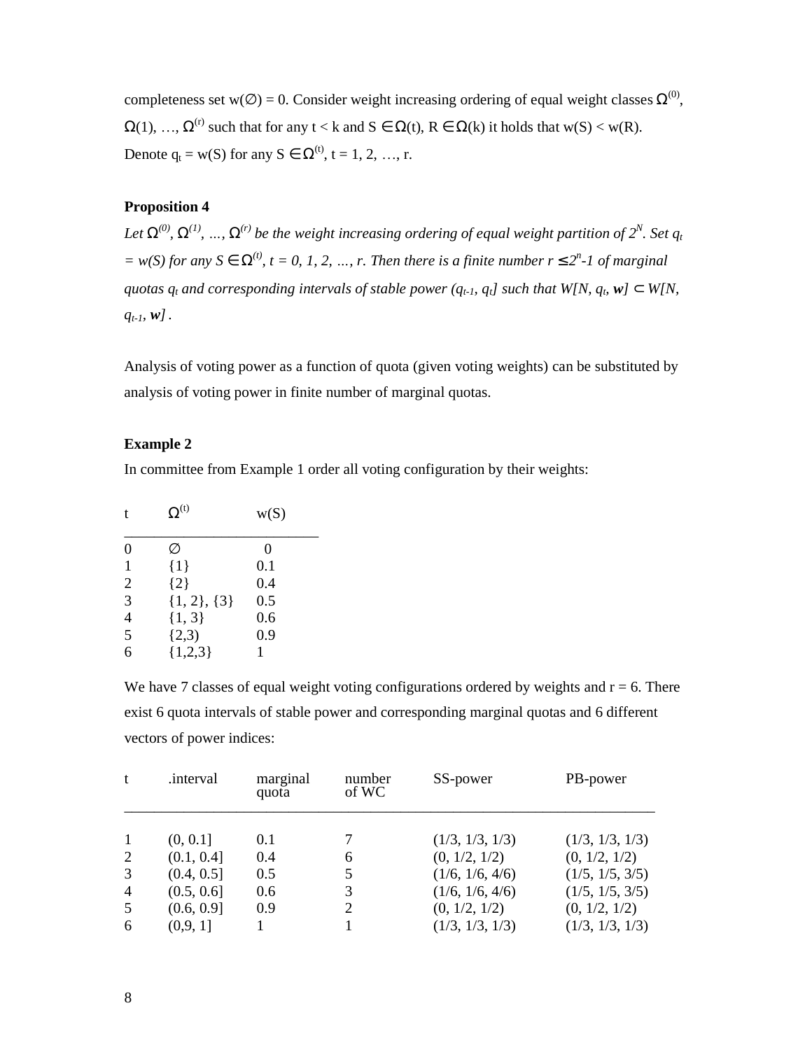completeness set $w(\emptyset) = 0$. Consider weight increasing ordering of equal weight classes $\Omega^{(0)}$, $\Omega(1)$, …, $\Omega^{(r)}$ such that for any $t < k$ and $S \in \Omega(t)$, $R \in \Omega(k)$ it holds that $w(S) < w(R)$. Denote $q_t = w(S)$ for any $S \in \Omega^{(t)}$, $t = 1, 2, …, r$.

**Proposition 4**

*Let $\Omega^{(0)}, \Omega^{(1)}, …, \Omega^{(r)}$ be the weight increasing ordering of equal weight partition of $2^N$. Set $q_t = w(S)$ for any $S \in \Omega^{(t)}$, $t = 0, 1, 2, …, r$. Then there is a finite number $r \leq 2^n-1$ of marginal quotas $q_t$ and corresponding intervals of stable power $(q_{t-1}, q_t]$ such that $W[N, q_t, \mathbf{w}] \subset W[N, q_{t-1}, \mathbf{w}]$.*

Analysis of voting power as a function of quota (given voting weights) can be substituted by analysis of voting power in finite number of marginal quotas.

**Example 2**

In committee from Example 1 order all voting configuration by their weights:

| t | $\Omega^{(t)}$ | w(S) |
|---|---|---|
| 0 | $\emptyset$ | 0 |
| 1 | {1} | 0.1 |
| 2 | {2} | 0.4 |
| 3 | {1, 2}, {3} | 0.5 |
| 4 | {1, 3} | 0.6 |
| 5 | {2,3) | 0.9 |
| 6 | {1,2,3} | 1 |

We have 7 classes of equal weight voting configurations ordered by weights and r = 6. There exist 6 quota intervals of stable power and corresponding marginal quotas and 6 different vectors of power indices:

| t | .interval | marginal quota | number of WC | SS-power | PB-power |
|---|---|---|---|---|---|
| 1 | (0, 0.1] | 0.1 | 7 | (1/3, 1/3, 1/3) | (1/3, 1/3, 1/3) |
| 2 | (0.1, 0.4] | 0.4 | 6 | (0, 1/2, 1/2) | (0, 1/2, 1/2) |
| 3 | (0.4, 0.5] | 0.5 | 5 | (1/6, 1/6, 4/6) | (1/5, 1/5, 3/5) |
| 4 | (0.5, 0.6] | 0.6 | 3 | (1/6, 1/6, 4/6) | (1/5, 1/5, 3/5) |
| 5 | (0.6, 0.9] | 0.9 | 2 | (0, 1/2, 1/2) | (0, 1/2, 1/2) |
| 6 | (0,9, 1] | 1 | 1 | (1/3, 1/3, 1/3) | (1/3, 1/3, 1/3) |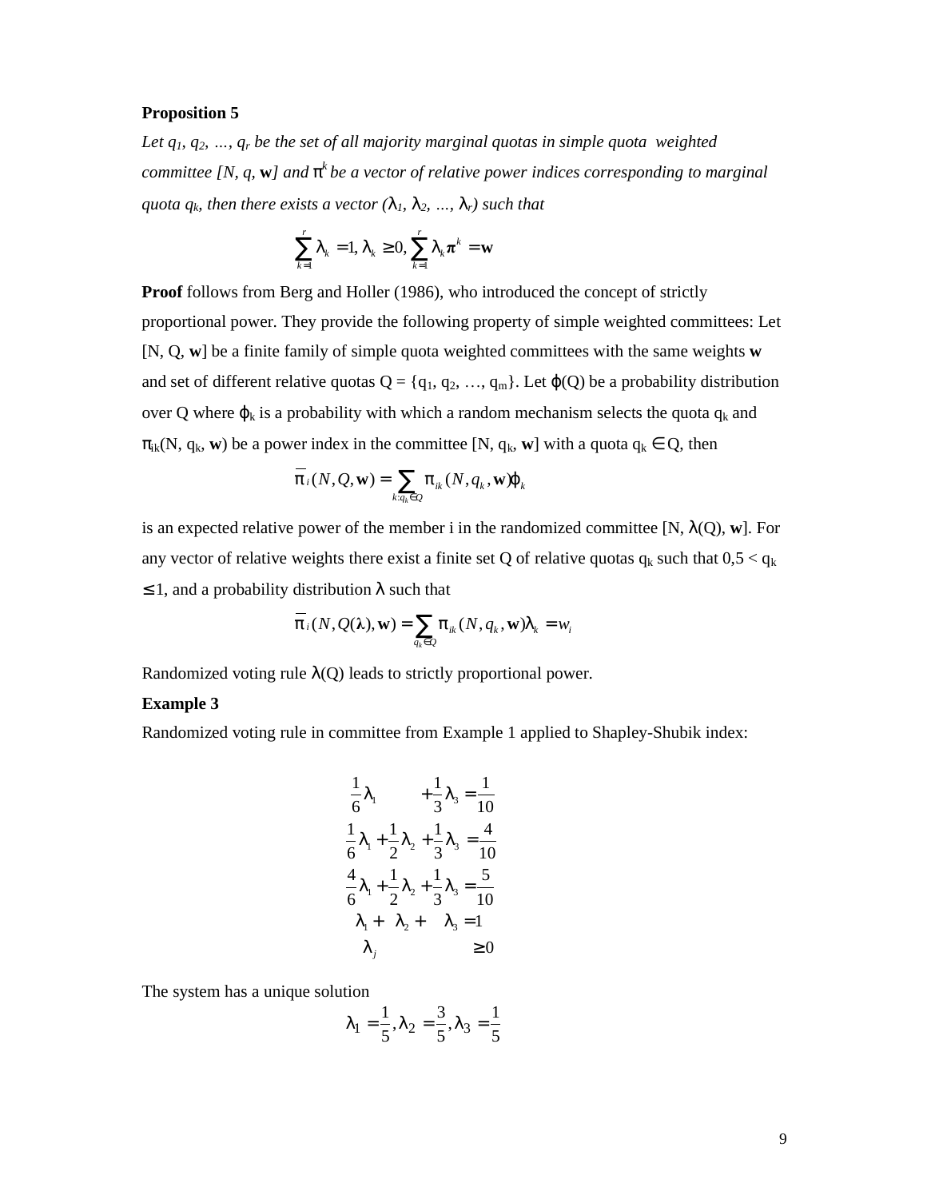**Proposition 5**

*Let $q_1$, $q_2$, …, $q_r$ be the set of all majority marginal quotas in simple quota weighted committee [N, q,* **w***] and $\pi^k$ be a vector of relative power indices corresponding to marginal quota $q_k$, then there exists a vector ($\lambda_1$, $\lambda_2$, …, $\lambda_r$) such that*

$$\sum_{k=1}^{r} \lambda_k = 1, \lambda_k \geq 0, \sum_{k=1}^{r} \lambda_k \boldsymbol{\pi}^k = \mathbf{w}$$

**Proof** follows from Berg and Holler (1986), who introduced the concept of strictly proportional power. They provide the following property of simple weighted committees: Let [N, Q, **w**] be a finite family of simple quota weighted committees with the same weights **w** and set of different relative quotas Q = {$q_1$, $q_2$, …, $q_m$}. Let $\varphi(Q)$ be a probability distribution over Q where $\varphi_k$ is a probability with which a random mechanism selects the quota $q_k$ and $\pi_{ik}(N, q_k, \mathbf{w})$ be a power index in the committee [N, $q_k$, **w**] with a quota $q_k \in Q$, then

$$\overline{\pi}_i(N, Q, \mathbf{w}) = \sum_{k: q_k \in Q} \pi_{ik}(N, q_k, \mathbf{w})\varphi_k$$

is an expected relative power of the member i in the randomized committee [N, $\lambda(Q)$, **w**]. For any vector of relative weights there exist a finite set Q of relative quotas $q_k$ such that $0,5 < q_k \leq 1$, and a probability distribution $\lambda$ such that

$$\overline{\pi}_i(N, Q(\boldsymbol{\lambda}), \mathbf{w}) = \sum_{q_k \in Q} \pi_{ik}(N, q_k, \mathbf{w})\lambda_k = w_i$$

Randomized voting rule $\lambda(Q)$ leads to strictly proportional power.

**Example 3**

Randomized voting rule in committee from Example 1 applied to Shapley-Shubik index:

$$\begin{aligned}
\frac{1}{6}\lambda_1 \qquad\quad + \frac{1}{3}\lambda_3 &= \frac{1}{10} \\
\frac{1}{6}\lambda_1 + \frac{1}{2}\lambda_2 + \frac{1}{3}\lambda_3 &= \frac{4}{10} \\
\frac{4}{6}\lambda_1 + \frac{1}{2}\lambda_2 + \frac{1}{3}\lambda_3 &= \frac{5}{10} \\
\lambda_1 + \lambda_2 + \lambda_3 &= 1 \\
\lambda_j &\geq 0
\end{aligned}$$

The system has a unique solution

$$\lambda_1 = \frac{1}{5}, \lambda_2 = \frac{3}{5}, \lambda_3 = \frac{1}{5}$$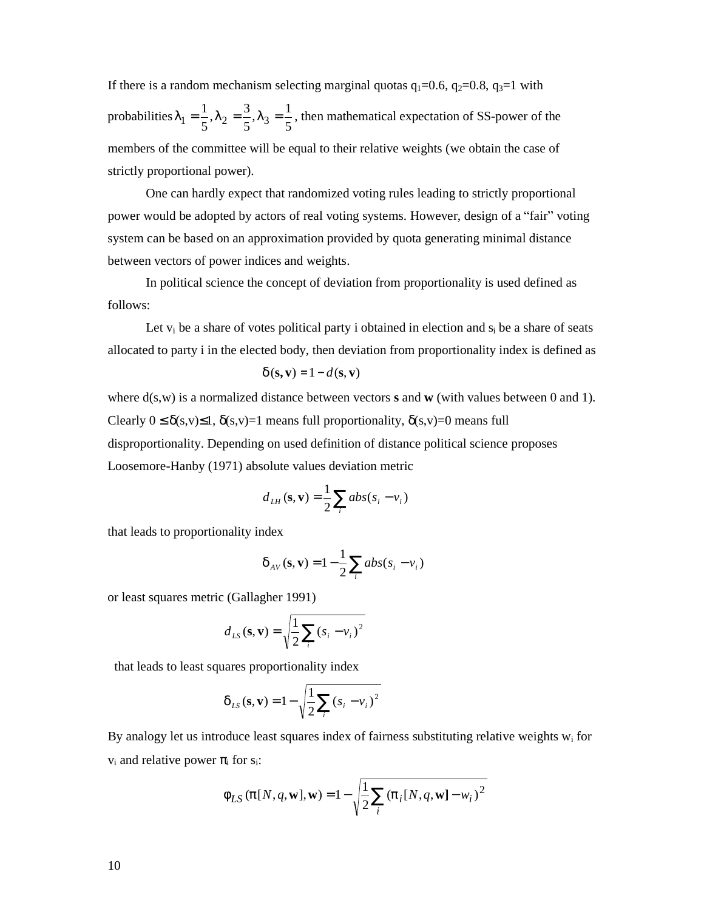If there is a random mechanism selecting marginal quotas $q_1$=0.6, $q_2$=0.8, $q_3$=1 with probabilities $\lambda_1 = \frac{1}{5}, \lambda_2 = \frac{3}{5}, \lambda_3 = \frac{1}{5}$, then mathematical expectation of SS-power of the members of the committee will be equal to their relative weights (we obtain the case of strictly proportional power).

One can hardly expect that randomized voting rules leading to strictly proportional power would be adopted by actors of real voting systems. However, design of a "fair" voting system can be based on an approximation provided by quota generating minimal distance between vectors of power indices and weights.

In political science the concept of deviation from proportionality is used defined as follows:

Let $v_i$ be a share of votes political party i obtained in election and $s_i$ be a share of seats allocated to party i in the elected body, then deviation from proportionality index is defined as

$$\delta(\mathbf{s}, \mathbf{v}) = 1 - d(\mathbf{s}, \mathbf{v})$$

where d(s,w) is a normalized distance between vectors **s** and **w** (with values between 0 and 1). Clearly $0 \leq \delta(s,v) \leq 1$, $\delta(s,v)=1$ means full proportionality, $\delta(s,v)=0$ means full disproportionality. Depending on used definition of distance political science proposes Loosemore-Hanby (1971) absolute values deviation metric

$$d_{LH}(\mathbf{s}, \mathbf{v}) = \frac{1}{2}\sum_i abs(s_i - v_i)$$

that leads to proportionality index

$$\delta_{AV}(\mathbf{s}, \mathbf{v}) = 1 - \frac{1}{2}\sum_i abs(s_i - v_i)$$

or least squares metric (Gallagher 1991)

$$d_{LS}(\mathbf{s}, \mathbf{v}) = \sqrt{\frac{1}{2}\sum_i (s_i - v_i)^2}$$

that leads to least squares proportionality index

$$\delta_{LS}(\mathbf{s}, \mathbf{v}) = 1 - \sqrt{\frac{1}{2}\sum_i (s_i - v_i)^2}$$

By analogy let us introduce least squares index of fairness substituting relative weights $w_i$ for $v_i$ and relative power $\pi_i$ for $s_i$:

$$\varphi_{LS}(\pi[N,q,\mathbf{w}], \mathbf{w}) = 1 - \sqrt{\frac{1}{2}\sum_i (\pi_i[N,q,\mathbf{w}] - w_i)^2}$$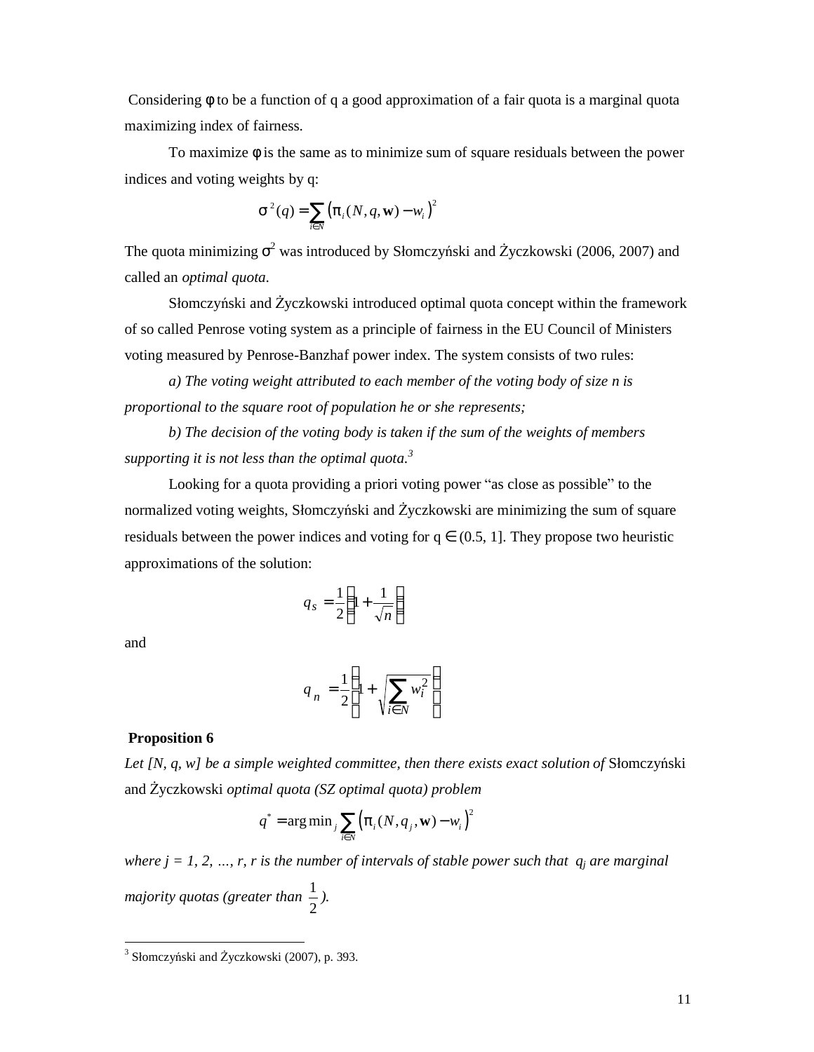Considering $\phi$ to be a function of q a good approximation of a fair quota is a marginal quota maximizing index of fairness.

To maximize $\phi$ is the same as to minimize sum of square residuals between the power indices and voting weights by q:

$$\sigma^2(q) = \sum_{i \in N} \left( \pi_i(N, q, \mathbf{w}) - w_i \right)^2$$

The quota minimizing $\sigma^2$ was introduced by Słomczyński and Życzkowski (2006, 2007) and called an *optimal quota*.

Słomczyński and Życzkowski introduced optimal quota concept within the framework of so called Penrose voting system as a principle of fairness in the EU Council of Ministers voting measured by Penrose-Banzhaf power index. The system consists of two rules:

*a) The voting weight attributed to each member of the voting body of size n is proportional to the square root of population he or she represents;*

*b) The decision of the voting body is taken if the sum of the weights of members supporting it is not less than the optimal quota.*[3]

Looking for a quota providing a priori voting power "as close as possible" to the normalized voting weights, Słomczyński and Życzkowski are minimizing the sum of square residuals between the power indices and voting for $q \in (0.5, 1]$. They propose two heuristic approximations of the solution:

$$q_s = \frac{1}{2}\left(1 + \frac{1}{\sqrt{n}}\right)$$

and

$$q_n = \frac{1}{2}\left(1 + \sqrt{\sum_{i \in N} w_i^2}\right)$$

**Proposition 6**

*Let [N, q, w] be a simple weighted committee, then there exists exact solution of* Słomczyński and Życzkowski *optimal quota (SZ optimal quota) problem*

$$q^* = \arg\min_j \sum_{i \in N} \left( \pi_i(N, q_j, \mathbf{w}) - w_i \right)^2$$

*where j = 1, 2, …, r, r is the number of intervals of stable power such that $q_j$ are marginal majority quotas (greater than $\frac{1}{2}$).*

[3] Słomczyński and Życzkowski (2007), p. 393.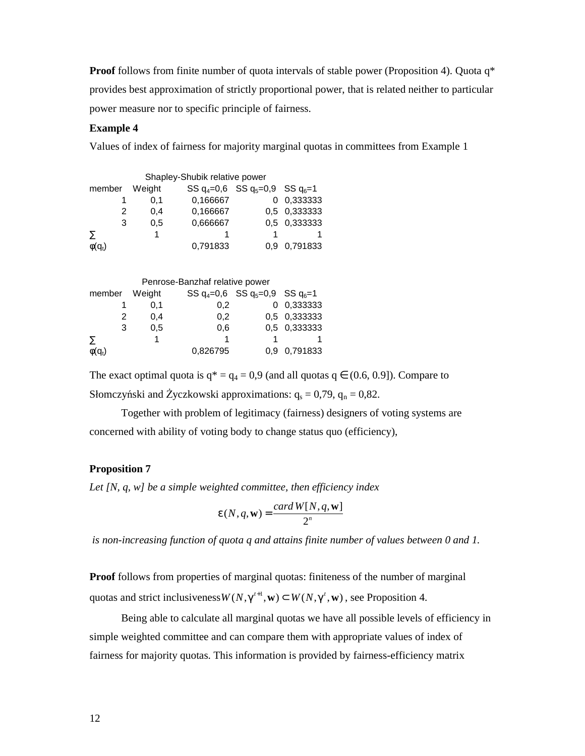**Proof** follows from finite number of quota intervals of stable power (Proposition 4). Quota q* provides best approximation of strictly proportional power, that is related neither to particular power measure nor to specific principle of fairness.

**Example 4**

Values of index of fairness for majority marginal quotas in committees from Example 1

| | | Shapley-Shubik relative power | | |
|---|---|---|---|---|
| member | Weight | SS $q_4$=0,6 | SS $q_5$=0,9 | SS $q_6$=1 |
| 1 | 0,1 | 0,166667 | 0 | 0,333333 |
| 2 | 0,4 | 0,166667 | 0,5 | 0,333333 |
| 3 | 0,5 | 0,666667 | 0,5 | 0,333333 |
| ∑ | 1 | 1 | 1 | 1 |
| $\varphi(q_t)$ | | 0,791833 | 0,9 | 0,791833 |

| | | Penrose-Banzhaf relative power | | |
|---|---|---|---|---|
| member | Weight | SS $q_4$=0,6 | SS $q_5$=0,9 | SS $q_6$=1 |
| 1 | 0,1 | 0,2 | 0 | 0,333333 |
| 2 | 0,4 | 0,2 | 0,5 | 0,333333 |
| 3 | 0,5 | 0,6 | 0,5 | 0,333333 |
| ∑ | 1 | 1 | 1 | 1 |
| $\varphi(q_t)$ | | 0,826795 | 0,9 | 0,791833 |

The exact optimal quota is q* = $q_4$ = 0,9 (and all quotas q $\in$ (0.6, 0.9]). Compare to Słomczyński and Życzkowski approximations: $q_s$ = 0,79, $q_n$ = 0,82.

Together with problem of legitimacy (fairness) designers of voting systems are concerned with ability of voting body to change status quo (efficiency),

**Proposition 7**

*Let [N, q, w] be a simple weighted committee, then efficiency index*

$$\varepsilon(N,q,\mathbf{w}) = \frac{card\, W[N,q,\mathbf{w}]}{2^n}$$

*is non-increasing function of quota q and attains finite number of values between 0 and 1.*

**Proof** follows from properties of marginal quotas: finiteness of the number of marginal quotas and strict inclusiveness $W(N,\gamma^{t+1},\mathbf{w}) \subset W(N,\gamma^{t},\mathbf{w})$, see Proposition 4.

Being able to calculate all marginal quotas we have all possible levels of efficiency in simple weighted committee and can compare them with appropriate values of index of fairness for majority quotas. This information is provided by fairness-efficiency matrix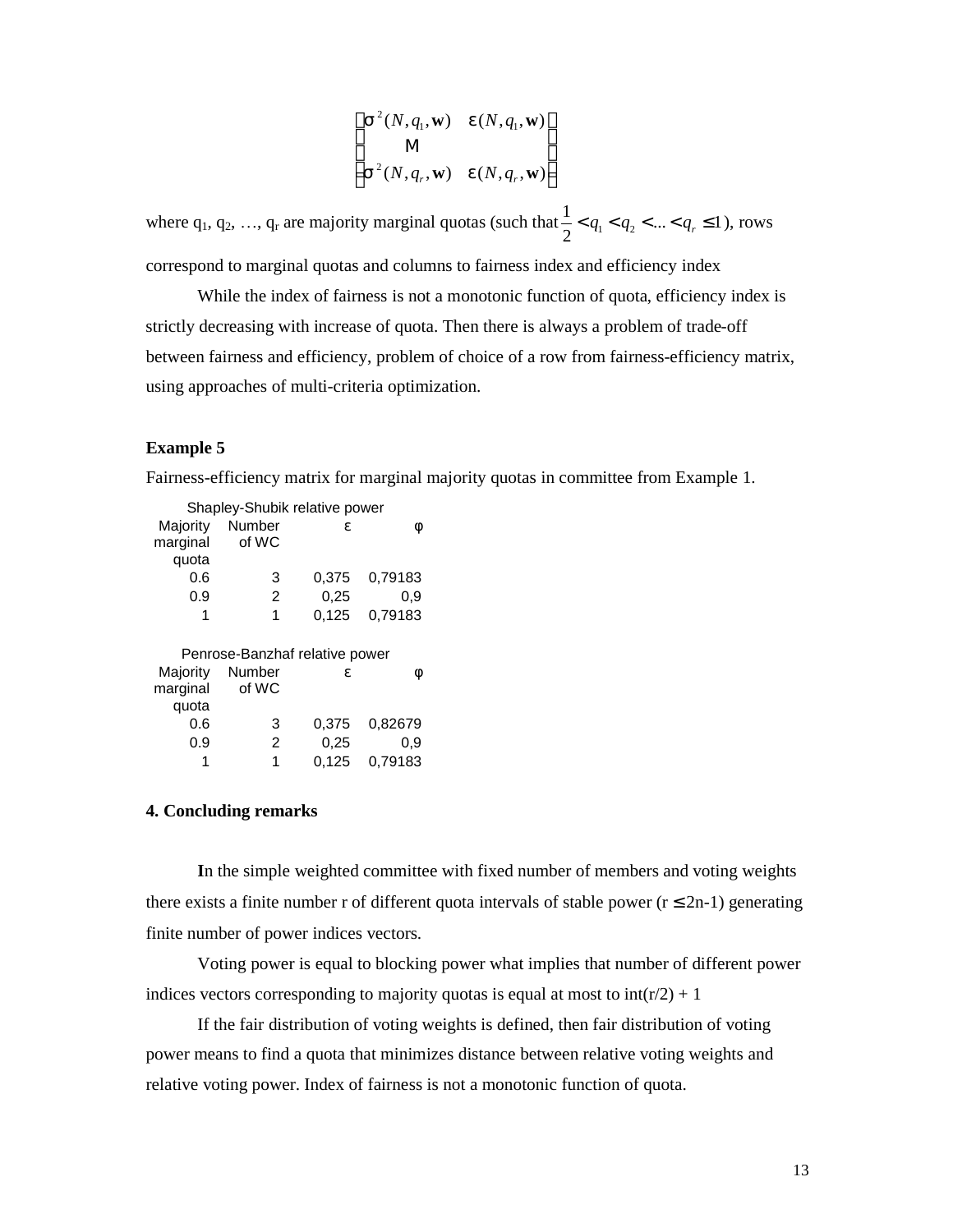$$\begin{bmatrix} \sigma^2(N, q_1, \mathbf{w}) & \varepsilon(N, q_1, \mathbf{w}) \\ \vdots & \\ \sigma^2(N, q_r, \mathbf{w}) & \varepsilon(N, q_r, \mathbf{w}) \end{bmatrix}$$

where $q_1, q_2, \ldots, q_r$ are majority marginal quotas (such that $\frac{1}{2} < q_1 < q_2 < \ldots < q_r \leq 1$), rows correspond to marginal quotas and columns to fairness index and efficiency index

While the index of fairness is not a monotonic function of quota, efficiency index is strictly decreasing with increase of quota. Then there is always a problem of trade-off between fairness and efficiency, problem of choice of a row from fairness-efficiency matrix, using approaches of multi-criteria optimization.

**Example 5**

Fairness-efficiency matrix for marginal majority quotas in committee from Example 1.

Shapley-Shubik relative power

| Majority marginal quota | Number of WC | ε | φ |
|---|---|---|---|
| 0.6 | 3 | 0,375 | 0,79183 |
| 0.9 | 2 | 0,25 | 0,9 |
| 1 | 1 | 0,125 | 0,79183 |

Penrose-Banzhaf relative power

| Majority marginal quota | Number of WC | ε | φ |
|---|---|---|---|
| 0.6 | 3 | 0,375 | 0,82679 |
| 0.9 | 2 | 0,25 | 0,9 |
| 1 | 1 | 0,125 | 0,79183 |

## 4. Concluding remarks

**I**n the simple weighted committee with fixed number of members and voting weights there exists a finite number r of different quota intervals of stable power ($r \leq 2n$-1) generating finite number of power indices vectors.

Voting power is equal to blocking power what implies that number of different power indices vectors corresponding to majority quotas is equal at most to int(r/2) + 1

If the fair distribution of voting weights is defined, then fair distribution of voting power means to find a quota that minimizes distance between relative voting weights and relative voting power. Index of fairness is not a monotonic function of quota.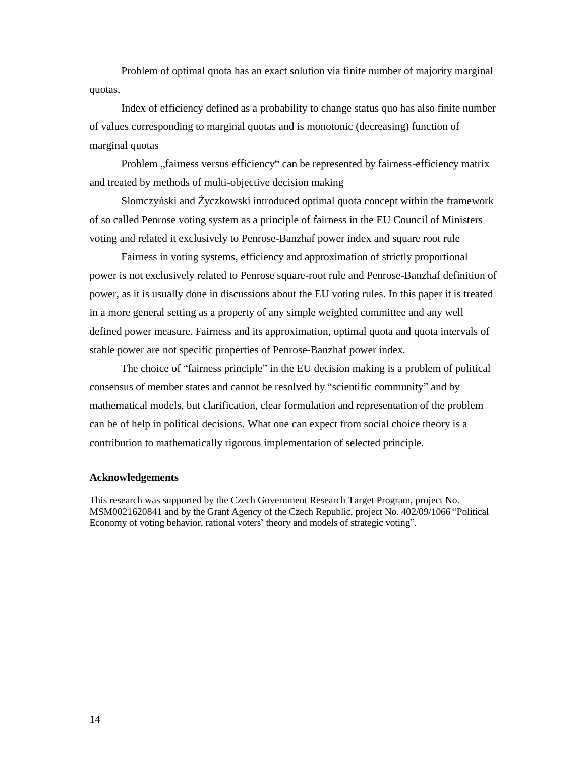Problem of optimal quota has an exact solution via finite number of majority marginal quotas.

Index of efficiency defined as a probability to change status quo has also finite number of values corresponding to marginal quotas and is monotonic (decreasing) function of marginal quotas

Problem „fairness versus efficiency“ can be represented by fairness-efficiency matrix and treated by methods of multi-objective decision making

Słomczyński and Życzkowski introduced optimal quota concept within the framework of so called Penrose voting system as a principle of fairness in the EU Council of Ministers voting and related it exclusively to Penrose-Banzhaf power index and square root rule

Fairness in voting systems, efficiency and approximation of strictly proportional power is not exclusively related to Penrose square-root rule and Penrose-Banzhaf definition of power, as it is usually done in discussions about the EU voting rules. In this paper it is treated in a more general setting as a property of any simple weighted committee and any well defined power measure. Fairness and its approximation, optimal quota and quota intervals of stable power are not specific properties of Penrose-Banzhaf power index.

The choice of "fairness principle" in the EU decision making is a problem of political consensus of member states and cannot be resolved by "scientific community" and by mathematical models, but clarification, clear formulation and representation of the problem can be of help in political decisions. What one can expect from social choice theory is a contribution to mathematically rigorous implementation of selected principle.

## Acknowledgements

This research was supported by the Czech Government Research Target Program, project No. MSM0021620841 and by the Grant Agency of the Czech Republic, project No. 402/09/1066 "Political Economy of voting behavior, rational voters' theory and models of strategic voting".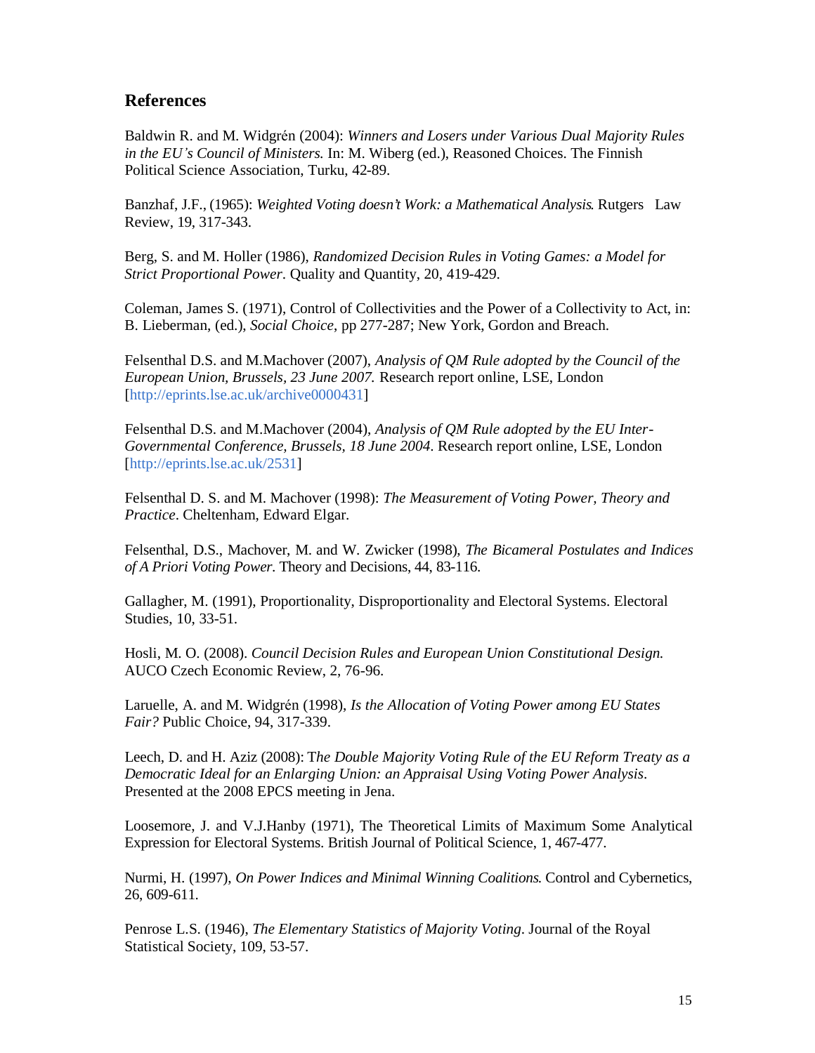## References

Baldwin R. and M. Widgrén (2004): *Winners and Losers under Various Dual Majority Rules in the EU's Council of Ministers.* In: M. Wiberg (ed.), Reasoned Choices. The Finnish Political Science Association, Turku, 42-89.

Banzhaf, J.F., (1965): *Weighted Voting doesn't Work: a Mathematical Analysis*. Rutgers Law Review, 19, 317-343.

Berg, S. and M. Holler (1986), *Randomized Decision Rules in Voting Games: a Model for Strict Proportional Power*. Quality and Quantity, 20, 419-429.

Coleman, James S. (1971), Control of Collectivities and the Power of a Collectivity to Act, in: B. Lieberman, (ed.), *Social Choice*, pp 277-287; New York, Gordon and Breach.

Felsenthal D.S. and M.Machover (2007), *Analysis of QM Rule adopted by the Council of the European Union, Brussels, 23 June 2007.* Research report online, LSE, London [http://eprints.lse.ac.uk/archive0000431]

Felsenthal D.S. and M.Machover (2004), *Analysis of QM Rule adopted by the EU Inter-Governmental Conference, Brussels, 18 June 2004*. Research report online, LSE, London [http://eprints.lse.ac.uk/2531]

Felsenthal D. S. and M. Machover (1998): *The Measurement of Voting Power, Theory and Practice*. Cheltenham, Edward Elgar.

Felsenthal, D.S., Machover, M. and W. Zwicker (1998), *The Bicameral Postulates and Indices of A Priori Voting Power.* Theory and Decisions, 44, 83-116.

Gallagher, M. (1991), Proportionality, Disproportionality and Electoral Systems. Electoral Studies, 10, 33-51.

Hosli, M. O. (2008). *Council Decision Rules and European Union Constitutional Design.* AUCO Czech Economic Review, 2, 76-96.

Laruelle, A. and M. Widgrén (1998), *Is the Allocation of Voting Power among EU States Fair?* Public Choice, 94, 317-339.

Leech, D. and H. Aziz (2008): T*he Double Majority Voting Rule of the EU Reform Treaty as a Democratic Ideal for an Enlarging Union: an Appraisal Using Voting Power Analysis*. Presented at the 2008 EPCS meeting in Jena.

Loosemore, J. and V.J.Hanby (1971), The Theoretical Limits of Maximum Some Analytical Expression for Electoral Systems. British Journal of Political Science, 1, 467-477.

Nurmi, H. (1997), *On Power Indices and Minimal Winning Coalitions*. Control and Cybernetics, 26, 609-611.

Penrose L.S. (1946), *The Elementary Statistics of Majority Voting*. Journal of the Royal Statistical Society, 109, 53-57.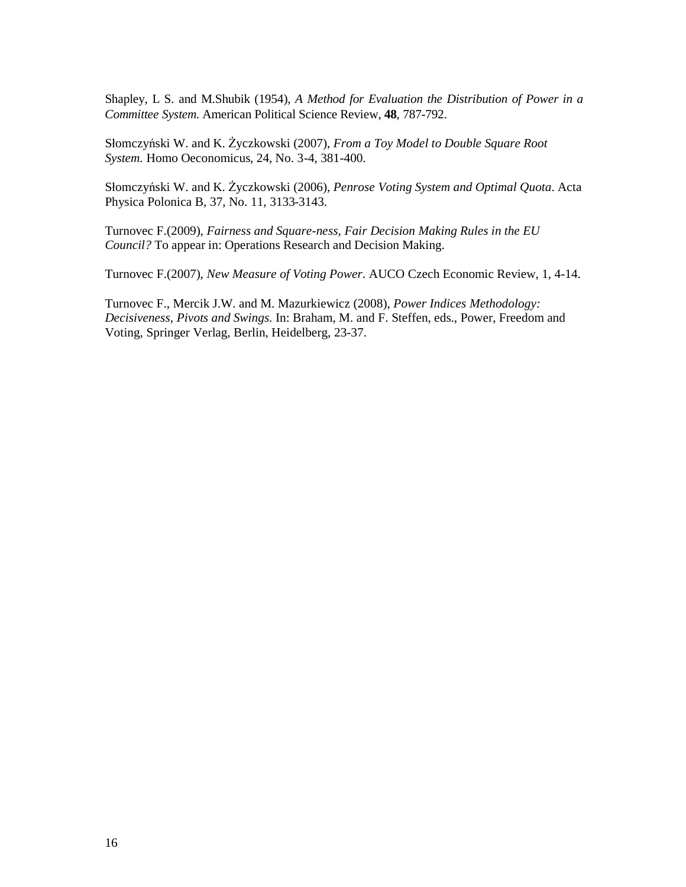Shapley, L S. and M.Shubik (1954), *A Method for Evaluation the Distribution of Power in a Committee System.* American Political Science Review, **48**, 787-792.

Słomczyński W. and K. Życzkowski (2007), *From a Toy Model to Double Square Root System.* Homo Oeconomicus, 24, No. 3-4, 381-400.

Słomczyński W. and K. Życzkowski (2006), *Penrose Voting System and Optimal Quota*. Acta Physica Polonica B, 37, No. 11, 3133-3143.

Turnovec F.(2009), *Fairness and Square-ness, Fair Decision Making Rules in the EU Council?* To appear in: Operations Research and Decision Making.

Turnovec F.(2007), *New Measure of Voting Power*. AUCO Czech Economic Review, 1, 4-14.

Turnovec F., Mercik J.W. and M. Mazurkiewicz (2008), *Power Indices Methodology: Decisiveness, Pivots and Swings*. In: Braham, M. and F. Steffen, eds., Power, Freedom and Voting, Springer Verlag, Berlin, Heidelberg, 23-37.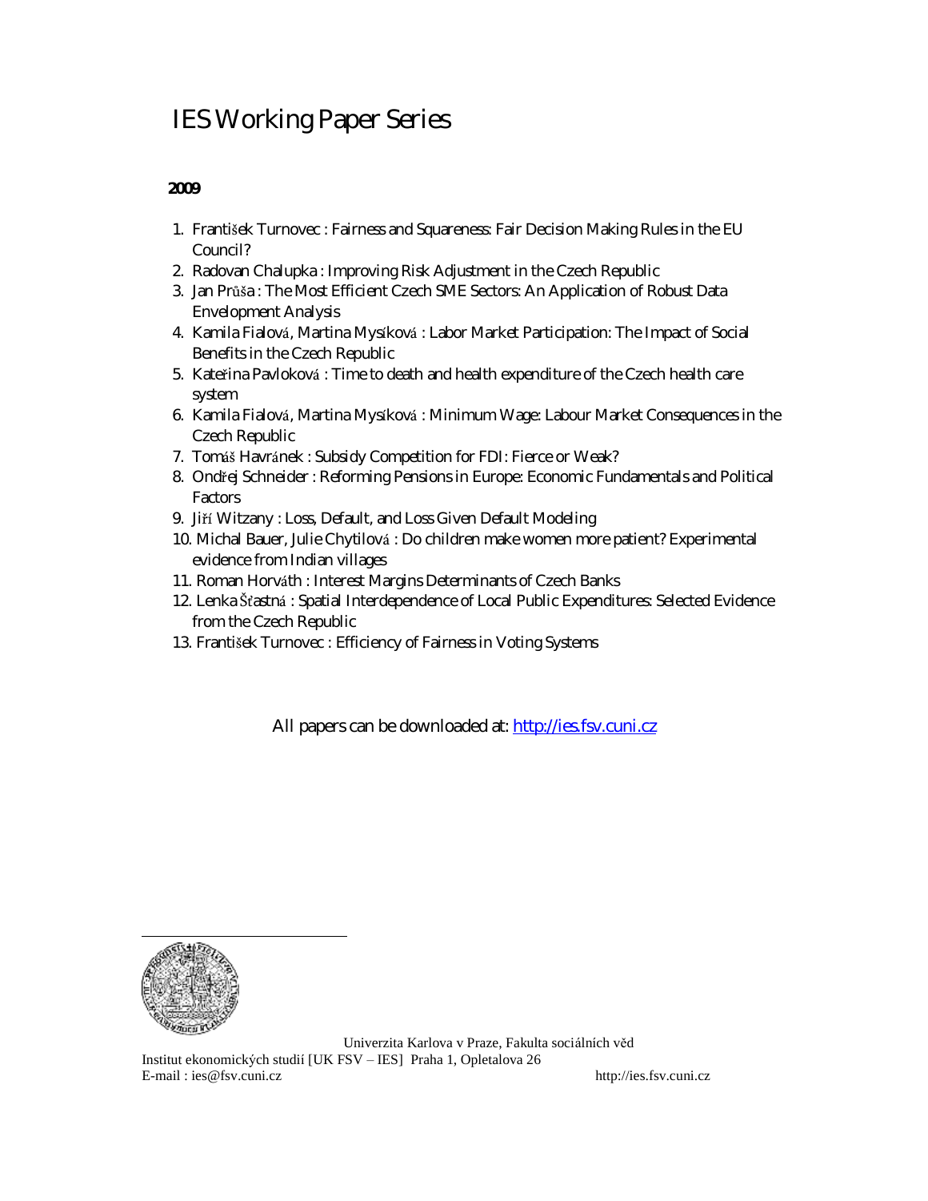# IES Working Paper Series

**2009**

1. František Turnovec : Fairness and Squareness: Fair Decision Making Rules in the EU Council?
2. Radovan Chalupka : Improving Risk Adjustment in the Czech Republic
3. Jan Průša : The Most Efficient Czech SME Sectors: An Application of Robust Data Envelopment Analysis
4. Kamila Fialová, Martina Mysíková : Labor Market Participation: The Impact of Social Benefits in the Czech Republic
5. Kateřina Pavloková : Time to death and health expenditure of the Czech health care system
6. Kamila Fialová, Martina Mysíková : Minimum Wage: Labour Market Consequences in the Czech Republic
7. Tomáš Havránek : Subsidy Competition for FDI: Fierce or Weak?
8. Ondřej Schneider : Reforming Pensions in Europe: Economic Fundamentals and Political Factors
9. Jiří Witzany : Loss, Default, and Loss Given Default Modeling
10. Michal Bauer, Julie Chytilová : Do children make women more patient? Experimental evidence from Indian villages
11. Roman Horváth : Interest Margins Determinants of Czech Banks
12. Lenka Šťastná : Spatial Interdependence of Local Public Expenditures: Selected Evidence from the Czech Republic
13. František Turnovec : Efficiency of Fairness in Voting Systems

All papers can be downloaded at: http://ies.fsv.cuni.cz

Univerzita Karlova v Praze, Fakulta sociálních věd
Institut ekonomických studií [UK FSV – IES] Praha 1, Opletalova 26
E-mail : ies@fsv.cuni.cz http://ies.fsv.cuni.cz